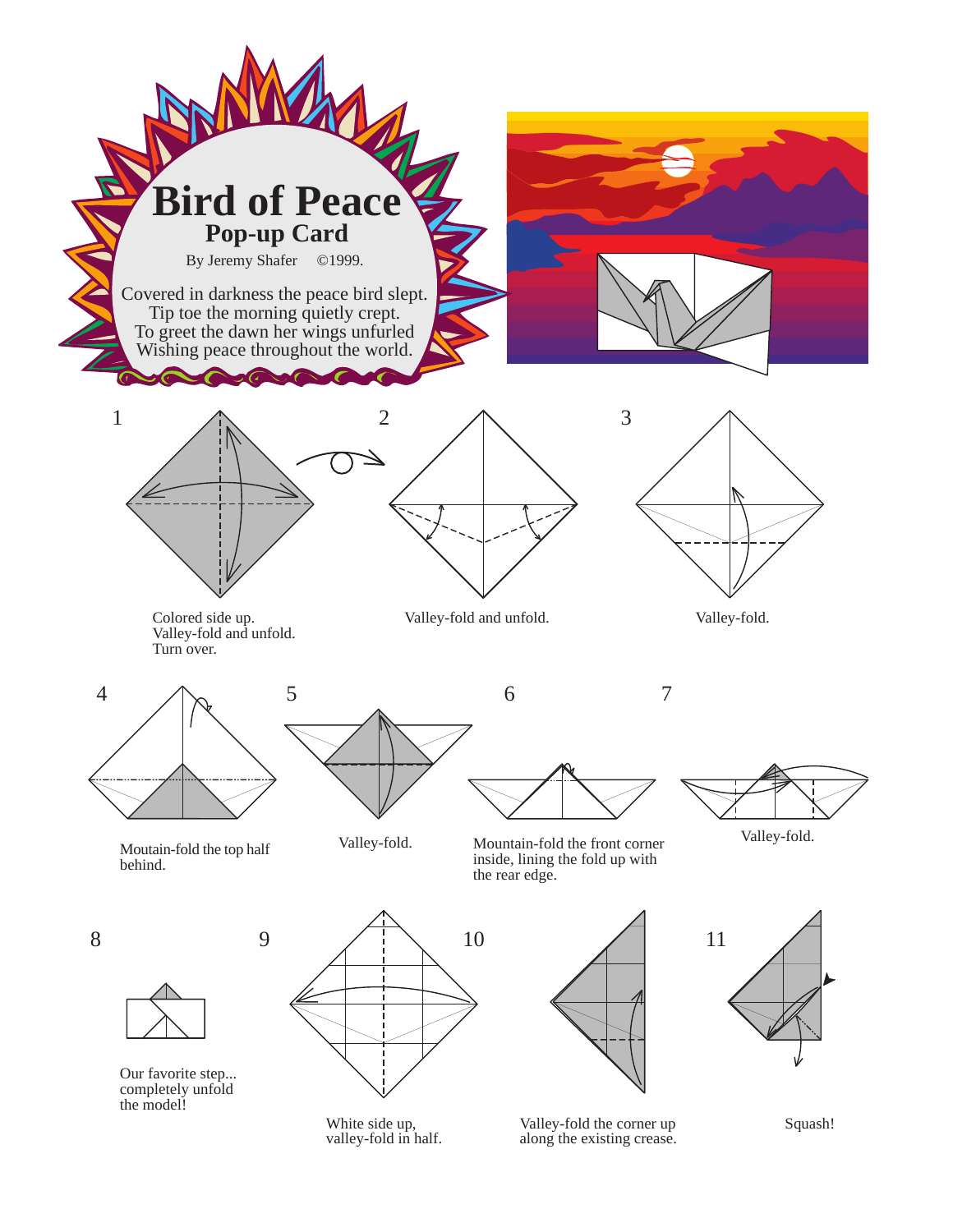# Bird of Peace

## Pop-up Card

By Jeremy Shafer ©1999.

Covered in darkness the peace bird slept.
Tip toe the morning quietly crept.
To greet the dawn her wings unfurled
Wishing peace throughout the world.

1. Colored side up. Valley-fold and unfold. Turn over.
2. Valley-fold and unfold.
3. Valley-fold.
4. Moutain-fold the top half behind.
5. Valley-fold.
6. Mountain-fold the front corner inside, lining the fold up with the rear edge.
7. Valley-fold.
8. Our favorite step... completely unfold the model!
9. White side up, valley-fold in half.
10. Valley-fold the corner up along the existing crease.
11. Squash!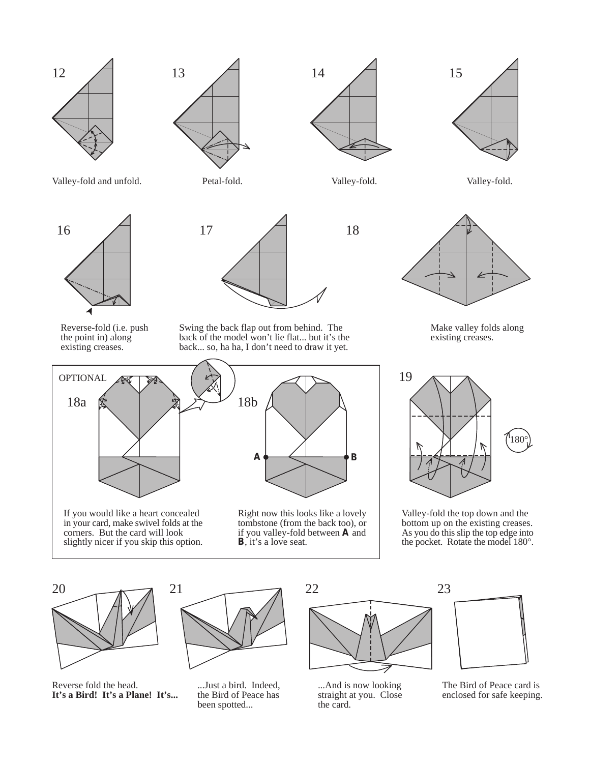12

Valley-fold and unfold.

13

Petal-fold.

14

Valley-fold.

15

Valley-fold.

16

Reverse-fold (i.e. push the point in) along existing creases.

17

Swing the back flap out from behind. The back of the model won't lie flat... but it's the back... so, ha ha, I don't need to draw it yet.

18

Make valley folds along existing creases.

OPTIONAL

18a

If you would like a heart concealed in your card, make swivel folds at the corners. But the card will look slightly nicer if you skip this option.

18b

A B

Right now this looks like a lovely tombstone (from the back too), or if you valley-fold between **A** and **B**, it's a love seat.

19

180°

Valley-fold the top down and the bottom up on the existing creases. As you do this slip the top edge into the pocket. Rotate the model 180°.

20

Reverse fold the head.
**It's a Bird! It's a Plane! It's...**

21

...Just a bird. Indeed, the Bird of Peace has been spotted...

22

...And is now looking straight at you. Close the card.

23

The Bird of Peace card is enclosed for safe keeping.